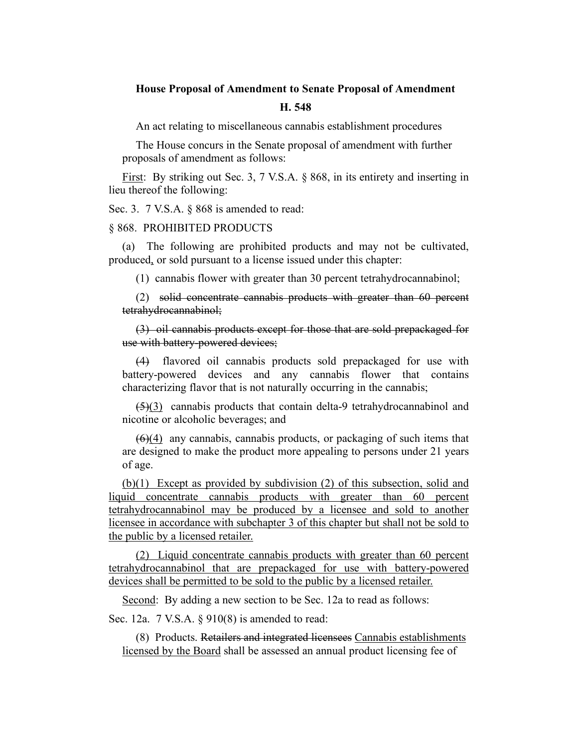**House Proposal of Amendment to Senate Proposal of Amendment**

**H. 548**

An act relating to miscellaneous cannabis establishment procedures

The House concurs in the Senate proposal of amendment with further proposals of amendment as follows:

<u>First</u>: By striking out Sec. 3, 7 V.S.A. § 868, in its entirety and inserting in lieu thereof the following:

Sec. 3. 7 V.S.A. § 868 is amended to read:

§ 868. PROHIBITED PRODUCTS

(a) The following are prohibited products and may not be cultivated, produced<u>,</u> or sold pursuant to a license issued under this chapter:

(1) cannabis flower with greater than 30 percent tetrahydrocannabinol;

(2) ~~solid concentrate cannabis products with greater than 60 percent tetrahydrocannabinol;~~

~~(3) oil cannabis products except for those that are sold prepackaged for use with battery-powered devices;~~

~~(4)~~ flavored oil cannabis products sold prepackaged for use with battery-powered devices and any cannabis flower that contains characterizing flavor that is not naturally occurring in the cannabis;

~~(5)~~<u>(3)</u> cannabis products that contain delta-9 tetrahydrocannabinol and nicotine or alcoholic beverages; and

~~(6)~~<u>(4)</u> any cannabis, cannabis products, or packaging of such items that are designed to make the product more appealing to persons under 21 years of age.

<u>(b)(1) Except as provided by subdivision (2) of this subsection, solid and liquid concentrate cannabis products with greater than 60 percent tetrahydrocannabinol may be produced by a licensee and sold to another licensee in accordance with subchapter 3 of this chapter but shall not be sold to the public by a licensed retailer.</u>

<u>(2) Liquid concentrate cannabis products with greater than 60 percent tetrahydrocannabinol that are prepackaged for use with battery-powered devices shall be permitted to be sold to the public by a licensed retailer.</u>

<u>Second</u>: By adding a new section to be Sec. 12a to read as follows:

Sec. 12a. 7 V.S.A. § 910(8) is amended to read:

(8) Products. ~~Retailers and integrated licensees~~ <u>Cannabis establishments licensed by the Board</u> shall be assessed an annual product licensing fee of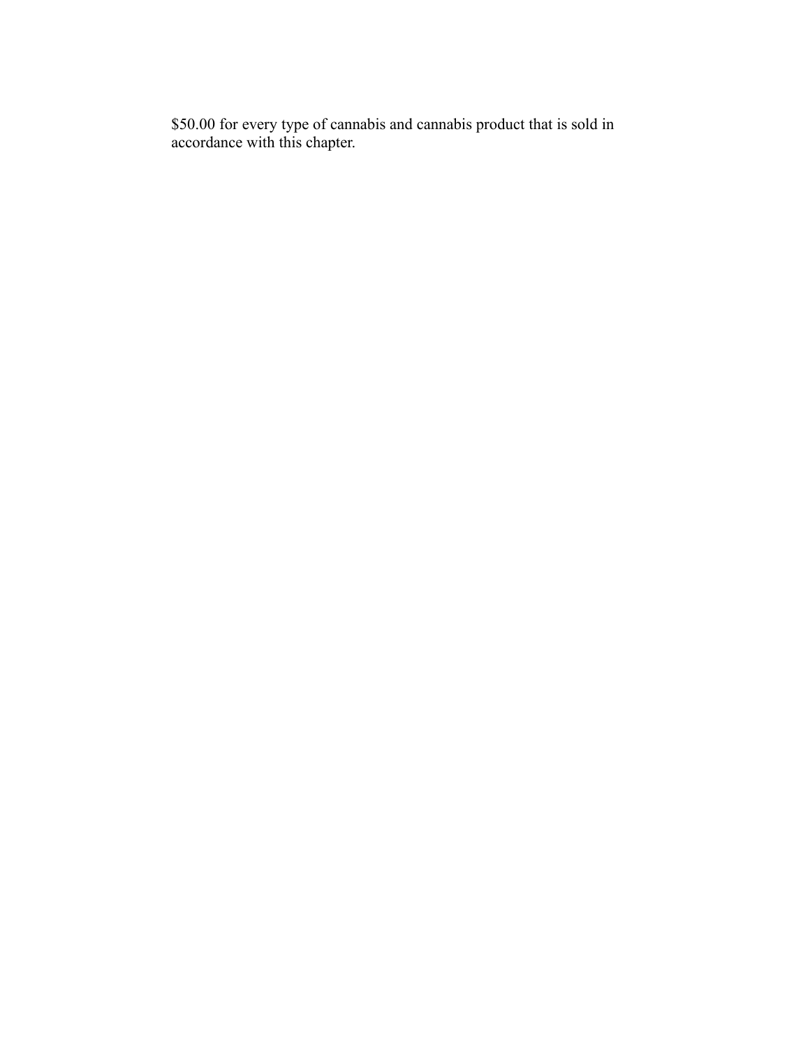$50.00 for every type of cannabis and cannabis product that is sold in accordance with this chapter.